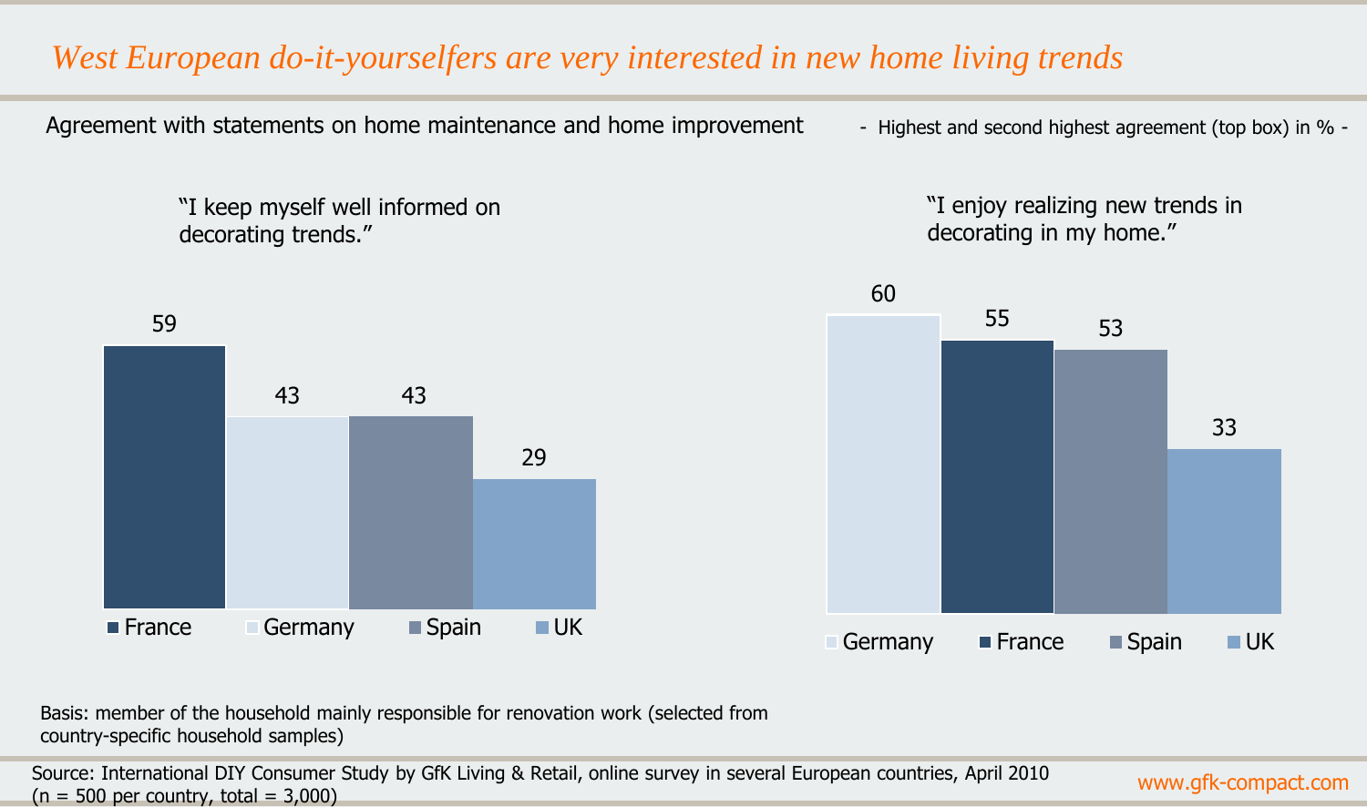# *West European do-it-yourselfers are very interested in new home living trends*

Agreement with statements on home maintenance and home improvement

- Highest and second highest agreement (top box) in % -

"I keep myself well informed on decorating trends."

| France | Germany | Spain | UK |
|---|---|---|---|
| 59 | 43 | 43 | 29 |

"I enjoy realizing new trends in decorating in my home."

| Germany | France | Spain | UK |
|---|---|---|---|
| 60 | 55 | 53 | 33 |

Basis: member of the household mainly responsible for renovation work (selected from country-specific household samples)

Source: International DIY Consumer Study by GfK Living & Retail, online survey in several European countries, April 2010 (n = 500 per country, total = 3,000)

www.gfk-compact.com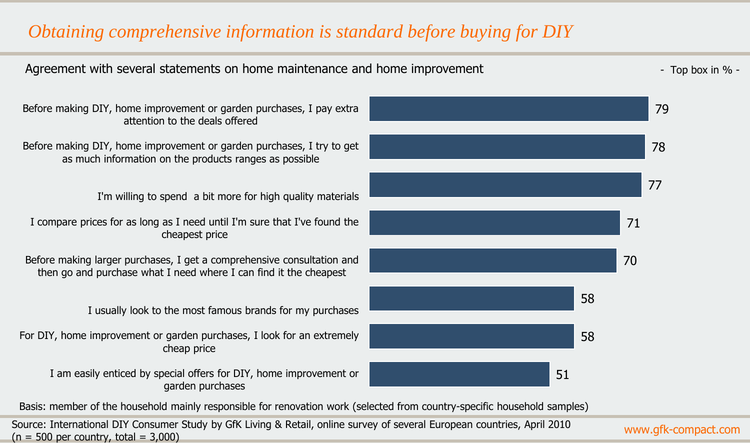# *Obtaining comprehensive information is standard before buying for DIY*

Agreement with several statements on home maintenance and home improvement

\- Top box in % -

| Statement | % |
|---|---|
| Before making DIY, home improvement or garden purchases, I pay extra attention to the deals offered | 79 |
| Before making DIY, home improvement or garden purchases, I try to get as much information on the products ranges as possible | 78 |
| I'm willing to spend a bit more for high quality materials | 77 |
| I compare prices for as long as I need until I'm sure that I've found the cheapest price | 71 |
| Before making larger purchases, I get a comprehensive consultation and then go and purchase what I need where I can find it the cheapest | 70 |
| I usually look to the most famous brands for my purchases | 58 |
| For DIY, home improvement or garden purchases, I look for an extremely cheap price | 58 |
| I am easily enticed by special offers for DIY, home improvement or garden purchases | 51 |

Basis: member of the household mainly responsible for renovation work (selected from country-specific household samples)

Source: International DIY Consumer Study by GfK Living & Retail, online survey of several European countries, April 2010 (n = 500 per country, total = 3,000)

www.gfk-compact.com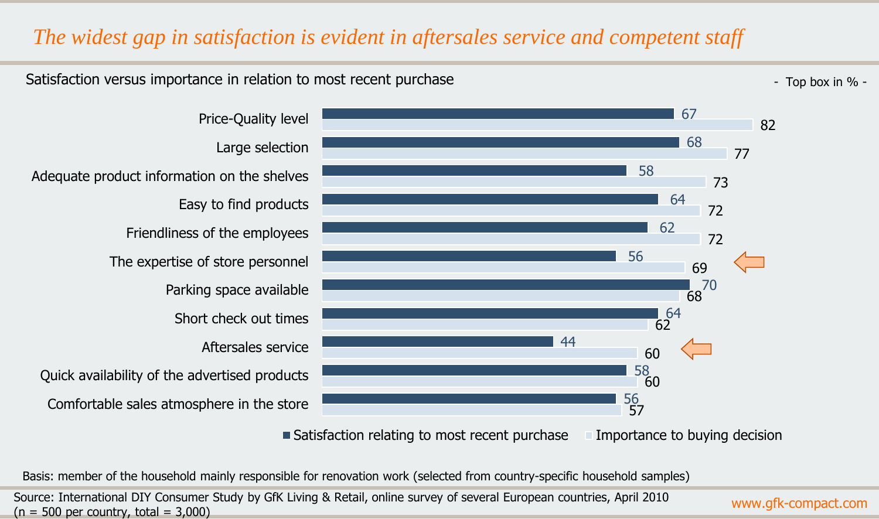# *The widest gap in satisfaction is evident in aftersales service and competent staff*

Satisfaction versus importance in relation to most recent purchase

- Top box in % -

| | Satisfaction relating to most recent purchase | Importance to buying decision |
|---|---|---|
| Price-Quality level | 67 | 82 |
| Large selection | 68 | 77 |
| Adequate product information on the shelves | 58 | 73 |
| Easy to find products | 64 | 72 |
| Friendliness of the employees | 62 | 72 |
| The expertise of store personnel | 56 | 69 |
| Parking space available | 70 | 68 |
| Short check out times | 64 | 62 |
| Aftersales service | 44 | 60 |
| Quick availability of the advertised products | 58 | 60 |
| Comfortable sales atmosphere in the store | 56 | 57 |

Basis: member of the household mainly responsible for renovation work (selected from country-specific household samples)

Source: International DIY Consumer Study by GfK Living & Retail, online survey of several European countries, April 2010
(n = 500 per country, total = 3,000)

www.gfk-compact.com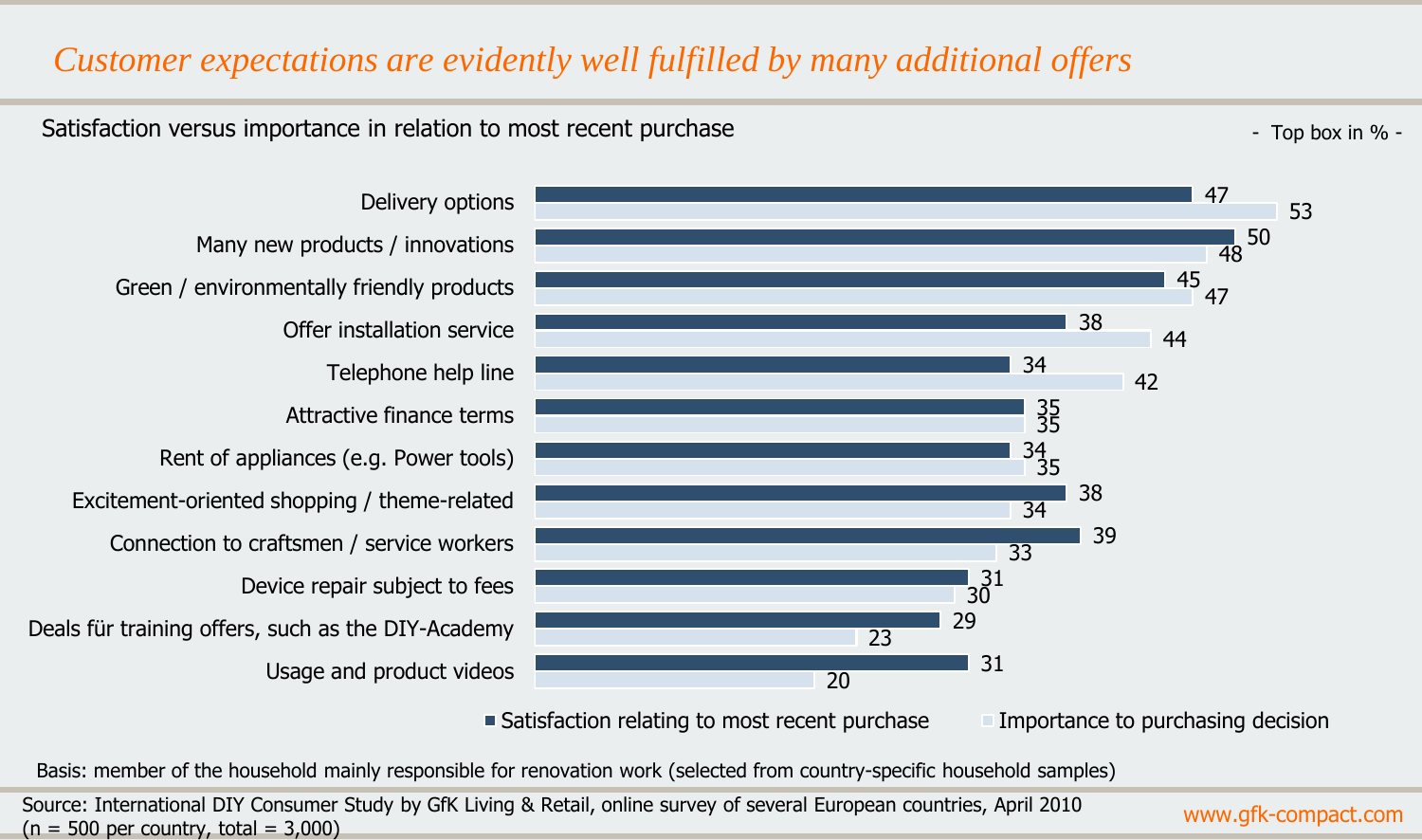# *Customer expectations are evidently well fulfilled by many additional offers*

Satisfaction versus importance in relation to most recent purchase

- Top box in % -

| | Satisfaction relating to most recent purchase | Importance to purchasing decision |
|---|---|---|
| Delivery options | 47 | 53 |
| Many new products / innovations | 50 | 48 |
| Green / environmentally friendly products | 45 | 47 |
| Offer installation service | 38 | 44 |
| Telephone help line | 34 | 42 |
| Attractive finance terms | 35 | 35 |
| Rent of appliances (e.g. Power tools) | 34 | 35 |
| Excitement-oriented shopping / theme-related | 38 | 34 |
| Connection to craftsmen / service workers | 39 | 33 |
| Device repair subject to fees | 31 | 30 |
| Deals für training offers, such as the DIY-Academy | 29 | 23 |
| Usage and product videos | 31 | 20 |

Basis: member of the household mainly responsible for renovation work (selected from country-specific household samples)

Source: International DIY Consumer Study by GfK Living & Retail, online survey of several European countries, April 2010
(n = 500 per country, total = 3,000)

www.gfk-compact.com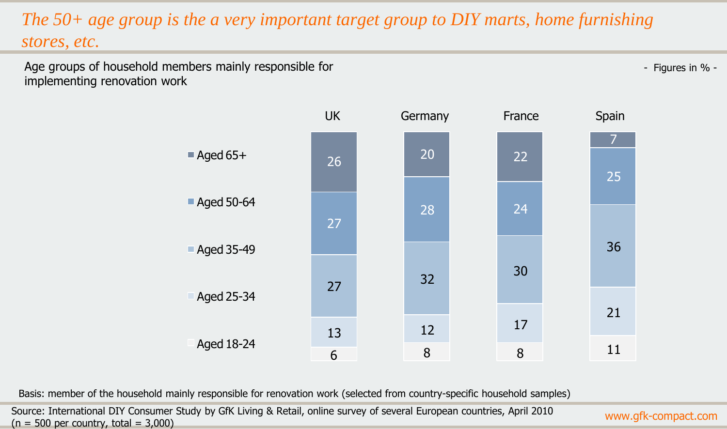# The 50+ age group is the a very important target group to DIY marts, home furnishing stores, etc.

Age groups of household members mainly responsible for implementing renovation work

- Figures in % -

| | UK | Germany | France | Spain |
|---|---|---|---|---|
| Aged 65+ | 26 | 20 | 22 | 7 |
| Aged 50-64 | 27 | 28 | 24 | 25 |
| Aged 35-49 | 27 | 32 | 30 | 36 |
| Aged 25-34 | 13 | 12 | 17 | 21 |
| Aged 18-24 | 6 | 8 | 8 | 11 |

Basis: member of the household mainly responsible for renovation work (selected from country-specific household samples)

Source: International DIY Consumer Study by GfK Living & Retail, online survey of several European countries, April 2010 (n = 500 per country, total = 3,000)

www.gfk-compact.com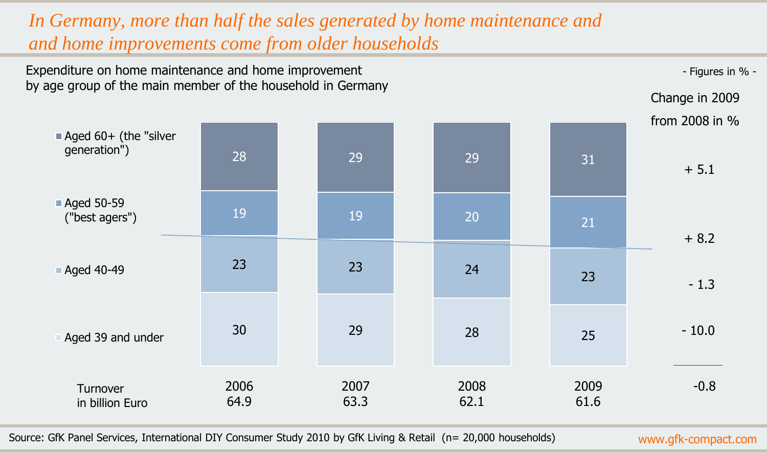# *In Germany, more than half the sales generated by home maintenance and and home improvements come from older households*

Expenditure on home maintenance and home improvement by age group of the main member of the household in Germany

- Figures in % -

| | 2006 | 2007 | 2008 | 2009 | Change in 2009 from 2008 in % |
|---|---|---|---|---|---|
| Aged 60+ (the "silver generation") | 28 | 29 | 29 | 31 | + 5.1 |
| Aged 50-59 ("best agers") | 19 | 19 | 20 | 21 | + 8.2 |
| Aged 40-49 | 23 | 23 | 24 | 23 | - 1.3 |
| Aged 39 and under | 30 | 29 | 28 | 25 | - 10.0 |
| Turnover in billion Euro | 64.9 | 63.3 | 62.1 | 61.6 | -0.8 |

Source: GfK Panel Services, International DIY Consumer Study 2010 by GfK Living & Retail (n= 20,000 households)

www.gfk-compact.com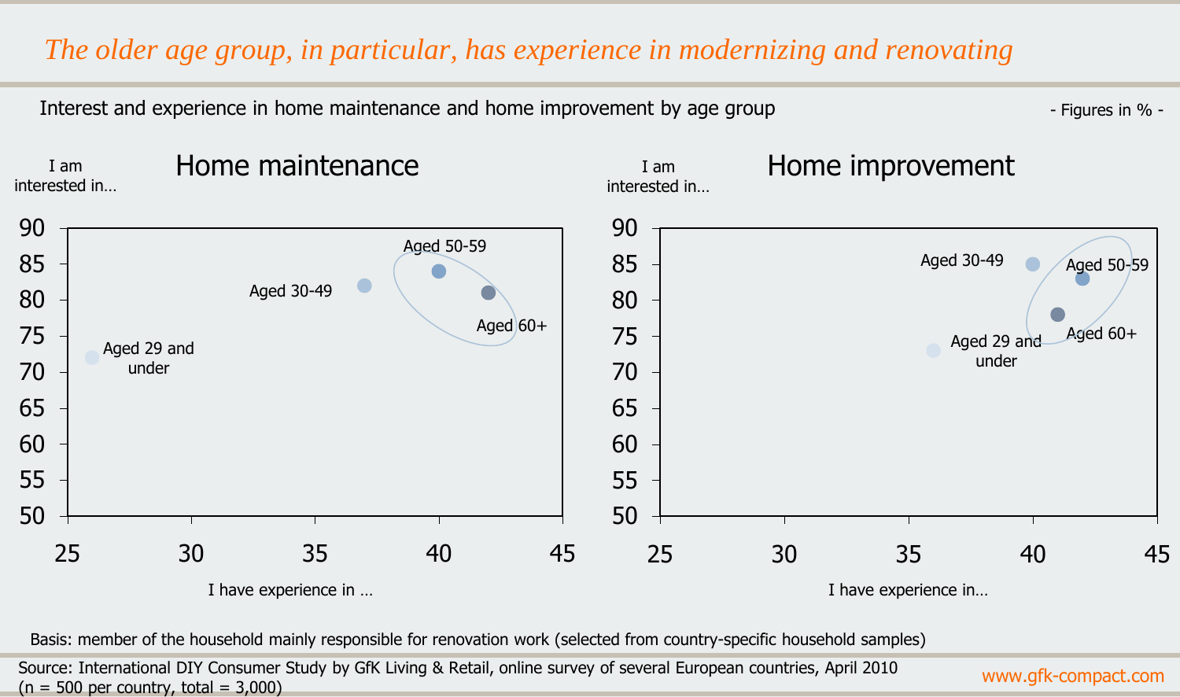# *The older age group, in particular, has experience in modernizing and renovating*

Interest and experience in home maintenance and home improvement by age group

- Figures in % -

I am interested in…

## Home maintenance

90
85
80
75
70
65
60
55
50

25
30
35
40
45

Aged 50-59
Aged 30-49
Aged 60+
Aged 29 and under

I have experience in …

I am interested in…

## Home improvement

90
85
80
75
70
65
60
55
50

25
30
35
40
45

Aged 30-49
Aged 50-59
Aged 29 and under
Aged 60+

I have experience in…

Basis: member of the household mainly responsible for renovation work (selected from country-specific household samples)

Source: International DIY Consumer Study by GfK Living & Retail, online survey of several European countries, April 2010 (n = 500 per country, total = 3,000)

www.gfk-compact.com